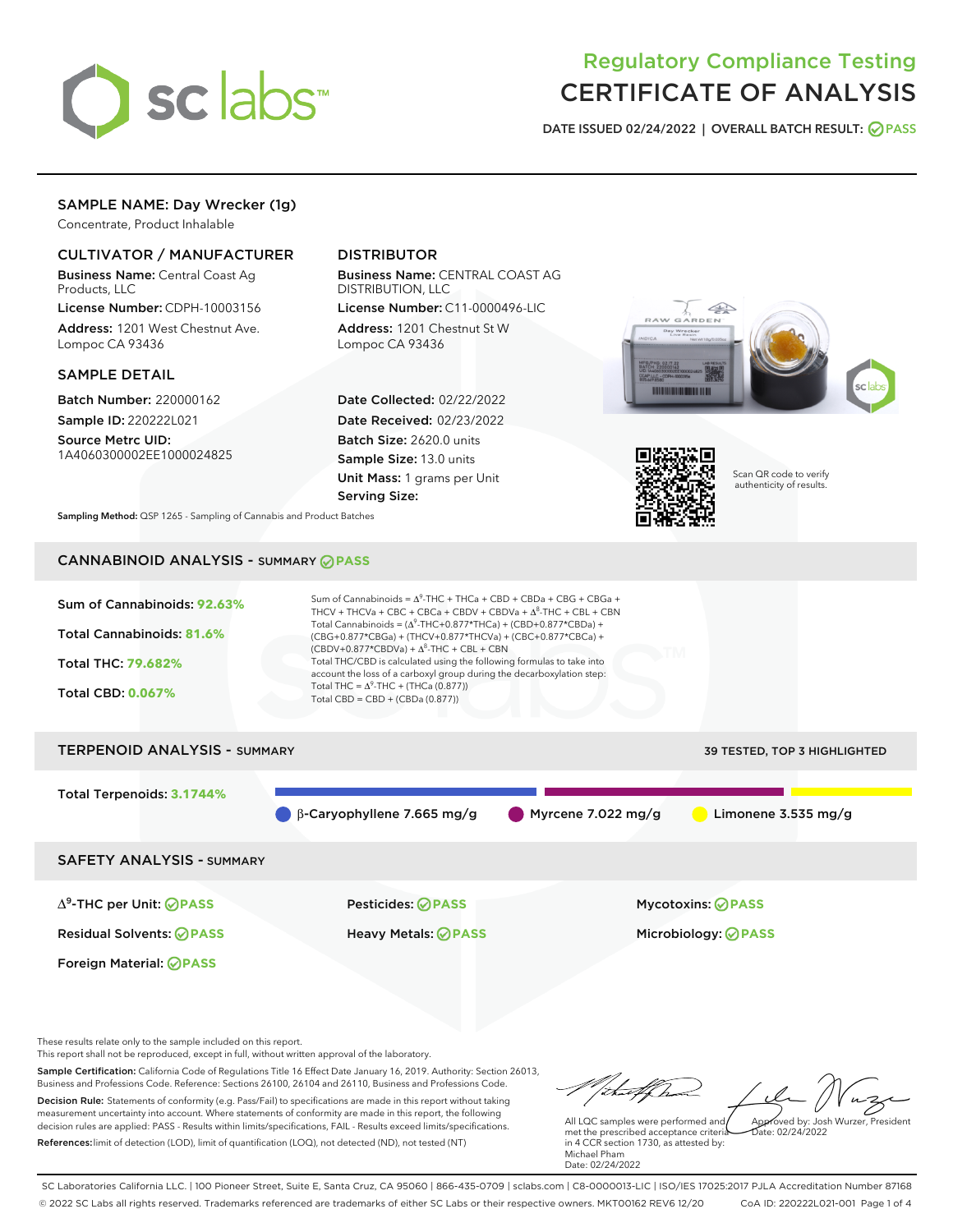# Regulatory Compliance Testing
# CERTIFICATE OF ANALYSIS

**DATE ISSUED 02/24/2022 | OVERALL BATCH RESULT: PASS**

## SAMPLE NAME: Day Wrecker (1g)

Concentrate, Product Inhalable

### CULTIVATOR / MANUFACTURER

**Business Name:** Central Coast Ag Products, LLC

**License Number:** CDPH-10003156

**Address:** 1201 West Chestnut Ave. Lompoc CA 93436

### DISTRIBUTOR

**Business Name:** CENTRAL COAST AG DISTRIBUTION, LLC

**License Number:** C11-0000496-LIC

**Address:** 1201 Chestnut St W Lompoc CA 93436

### SAMPLE DETAIL

**Batch Number:** 220000162

**Sample ID:** 220222L021

**Source Metrc UID:** 1A4060300002EE1000024825

**Date Collected:** 02/22/2022

**Date Received:** 02/23/2022

**Batch Size:** 2620.0 units

**Sample Size:** 13.0 units

**Unit Mass:** 1 grams per Unit

**Serving Size:**

Scan QR code to verify authenticity of results.

**Sampling Method:** QSP 1265 - Sampling of Cannabis and Product Batches

## CANNABINOID ANALYSIS - SUMMARY PASS

**Sum of Cannabinoids:** 92.63%

**Total Cannabinoids:** 81.6%

**Total THC:** 79.682%

**Total CBD:** 0.067%

Sum of Cannabinoids = $\Delta^9$-THC + THCa + CBD + CBDa + CBG + CBGa + THCV + THCVa + CBC + CBCa + CBDV + CBDVa + $\Delta^8$-THC + CBL + CBN

Total Cannabinoids = ($\Delta^9$-THC+0.877*THCa) + (CBD+0.877*CBDa) + (CBG+0.877*CBGa) + (THCV+0.877*THCVa) + (CBC+0.877*CBCa) + (CBDV+0.877*CBDVa) + $\Delta^8$-THC + CBL + CBN

Total THC/CBD is calculated using the following formulas to take into account the loss of a carboxyl group during the decarboxylation step:

Total THC = $\Delta^9$-THC + (THCa (0.877))

Total CBD = CBD + (CBDa (0.877))

## TERPENOID ANALYSIS - SUMMARY

39 TESTED, TOP 3 HIGHLIGHTED

**Total Terpenoids:** 3.1744%

β-Caryophyllene 7.665 mg/g | Myrcene 7.022 mg/g | Limonene 3.535 mg/g

## SAFETY ANALYSIS - SUMMARY

| | | |
|---|---|---|
| $\Delta^9$-THC per Unit: PASS | Pesticides: PASS | Mycotoxins: PASS |
| Residual Solvents: PASS | Heavy Metals: PASS | Microbiology: PASS |
| Foreign Material: PASS | | |

These results relate only to the sample included on this report.
This report shall not be reproduced, except in full, without written approval of the laboratory.

**Sample Certification:** California Code of Regulations Title 16 Effect Date January 16, 2019. Authority: Section 26013, Business and Professions Code. Reference: Sections 26100, 26104 and 26110, Business and Professions Code.

**Decision Rule:** Statements of conformity (e.g. Pass/Fail) to specifications are made in this report without taking measurement uncertainty into account. Where statements of conformity are made in this report, the following decision rules are applied: PASS - Results within limits/specifications, FAIL - Results exceed limits/specifications.

**References:** limit of detection (LOD), limit of quantification (LOQ), not detected (ND), not tested (NT)

All LQC samples were performed and met the prescribed acceptance criteria in 4 CCR section 1730, as attested by: Michael Pham
Date: 02/24/2022

Approved by: Josh Wurzer, President
Date: 02/24/2022

SC Laboratories California LLC. | 100 Pioneer Street, Suite E, Santa Cruz, CA 95060 | 866-435-0709 | sclabs.com | C8-0000013-LIC | ISO/IES 17025:2017 PJLA Accreditation Number 87168
© 2022 SC Labs all rights reserved. Trademarks referenced are trademarks of either SC Labs or their respective owners. MKT00162 REV6 12/20 CoA ID: 220222L021-001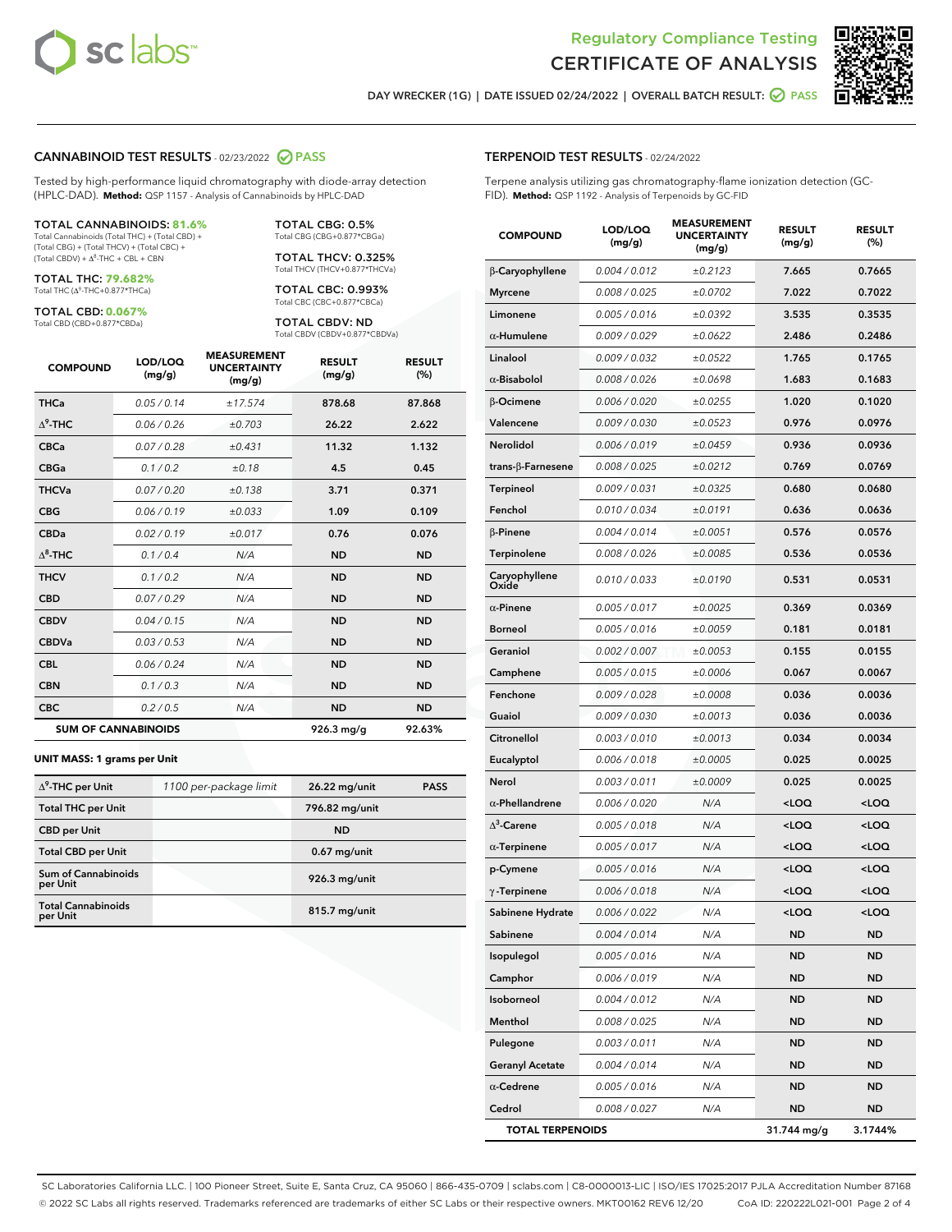# Regulatory Compliance Testing
## CERTIFICATE OF ANALYSIS

DAY WRECKER (1G) | DATE ISSUED 02/24/2022 | OVERALL BATCH RESULT: PASS

## CANNABINOID TEST RESULTS - 02/23/2022 PASS

Tested by high-performance liquid chromatography with diode-array detection (HPLC-DAD). **Method:** QSP 1157 - Analysis of Cannabinoids by HPLC-DAD

**TOTAL CANNABINOIDS: 81.6%**
Total Cannabinoids (Total THC) + (Total CBD) + (Total CBG) + (Total THCV) + (Total CBC) + (Total CBDV) + $\Delta^8$-THC + CBL + CBN

**TOTAL THC: 79.682%**
Total THC ($\Delta^9$-THC+0.877*THCa)

**TOTAL CBD: 0.067%**
Total CBD (CBD+0.877*CBDa)

**TOTAL CBG: 0.5%**
Total CBG (CBG+0.877*CBGa)

**TOTAL THCV: 0.325%**
Total THCV (THCV+0.877*THCVa)

**TOTAL CBC: 0.993%**
Total CBC (CBC+0.877*CBCa)

**TOTAL CBDV: ND**
Total CBDV (CBDV+0.877*CBDVa)

| COMPOUND | LOD/LOQ (mg/g) | MEASUREMENT UNCERTAINTY (mg/g) | RESULT (mg/g) | RESULT (%) |
|---|---|---|---|---|
| THCa | 0.05 / 0.14 | ±17.574 | 878.68 | 87.868 |
| $\Delta^9$-THC | 0.06 / 0.26 | ±0.703 | 26.22 | 2.622 |
| CBCa | 0.07 / 0.28 | ±0.431 | 11.32 | 1.132 |
| CBGa | 0.1 / 0.2 | ±0.18 | 4.5 | 0.45 |
| THCVa | 0.07 / 0.20 | ±0.138 | 3.71 | 0.371 |
| CBG | 0.06 / 0.19 | ±0.033 | 1.09 | 0.109 |
| CBDa | 0.02 / 0.19 | ±0.017 | 0.76 | 0.076 |
| $\Delta^8$-THC | 0.1 / 0.4 | N/A | ND | ND |
| THCV | 0.1 / 0.2 | N/A | ND | ND |
| CBD | 0.07 / 0.29 | N/A | ND | ND |
| CBDV | 0.04 / 0.15 | N/A | ND | ND |
| CBDVa | 0.03 / 0.53 | N/A | ND | ND |
| CBL | 0.06 / 0.24 | N/A | ND | ND |
| CBN | 0.1 / 0.3 | N/A | ND | ND |
| CBC | 0.2 / 0.5 | N/A | ND | ND |
| **SUM OF CANNABINOIDS** | | | **926.3 mg/g** | **92.63%** |

**UNIT MASS: 1 grams per Unit**

| | | | |
|---|---|---|---|
| $\Delta^9$-THC per Unit | 1100 per-package limit | 26.22 mg/unit | PASS |
| Total THC per Unit | | 796.82 mg/unit | |
| CBD per Unit | | ND | |
| Total CBD per Unit | | 0.67 mg/unit | |
| Sum of Cannabinoids per Unit | | 926.3 mg/unit | |
| Total Cannabinoids per Unit | | 815.7 mg/unit | |

## TERPENOID TEST RESULTS - 02/24/2022

Terpene analysis utilizing gas chromatography-flame ionization detection (GC-FID). **Method:** QSP 1192 - Analysis of Terpenoids by GC-FID

| COMPOUND | LOD/LOQ (mg/g) | MEASUREMENT UNCERTAINTY (mg/g) | RESULT (mg/g) | RESULT (%) |
|---|---|---|---|---|
| β-Caryophyllene | 0.004 / 0.012 | ±0.2123 | 7.665 | 0.7665 |
| Myrcene | 0.008 / 0.025 | ±0.0702 | 7.022 | 0.7022 |
| Limonene | 0.005 / 0.016 | ±0.0392 | 3.535 | 0.3535 |
| α-Humulene | 0.009 / 0.029 | ±0.0622 | 2.486 | 0.2486 |
| Linalool | 0.009 / 0.032 | ±0.0522 | 1.765 | 0.1765 |
| α-Bisabolol | 0.008 / 0.026 | ±0.0698 | 1.683 | 0.1683 |
| β-Ocimene | 0.006 / 0.020 | ±0.0255 | 1.020 | 0.1020 |
| Valencene | 0.009 / 0.030 | ±0.0523 | 0.976 | 0.0976 |
| Nerolidol | 0.006 / 0.019 | ±0.0459 | 0.936 | 0.0936 |
| trans-β-Farnesene | 0.008 / 0.025 | ±0.0212 | 0.769 | 0.0769 |
| Terpineol | 0.009 / 0.031 | ±0.0325 | 0.680 | 0.0680 |
| Fenchol | 0.010 / 0.034 | ±0.0191 | 0.636 | 0.0636 |
| β-Pinene | 0.004 / 0.014 | ±0.0051 | 0.576 | 0.0576 |
| Terpinolene | 0.008 / 0.026 | ±0.0085 | 0.536 | 0.0536 |
| Caryophyllene Oxide | 0.010 / 0.033 | ±0.0190 | 0.531 | 0.0531 |
| α-Pinene | 0.005 / 0.017 | ±0.0025 | 0.369 | 0.0369 |
| Borneol | 0.005 / 0.016 | ±0.0059 | 0.181 | 0.0181 |
| Geraniol | 0.002 / 0.007 | ±0.0053 | 0.155 | 0.0155 |
| Camphene | 0.005 / 0.015 | ±0.0006 | 0.067 | 0.0067 |
| Fenchone | 0.009 / 0.028 | ±0.0008 | 0.036 | 0.0036 |
| Guaiol | 0.009 / 0.030 | ±0.0013 | 0.036 | 0.0036 |
| Citronellol | 0.003 / 0.010 | ±0.0013 | 0.034 | 0.0034 |
| Eucalyptol | 0.006 / 0.018 | ±0.0005 | 0.025 | 0.0025 |
| Nerol | 0.003 / 0.011 | ±0.0009 | 0.025 | 0.0025 |
| α-Phellandrene | 0.006 / 0.020 | N/A | <LOQ | <LOQ |
| $\Delta^3$-Carene | 0.005 / 0.018 | N/A | <LOQ | <LOQ |
| α-Terpinene | 0.005 / 0.017 | N/A | <LOQ | <LOQ |
| p-Cymene | 0.005 / 0.016 | N/A | <LOQ | <LOQ |
| γ-Terpinene | 0.006 / 0.018 | N/A | <LOQ | <LOQ |
| Sabinene Hydrate | 0.006 / 0.022 | N/A | <LOQ | <LOQ |
| Sabinene | 0.004 / 0.014 | N/A | ND | ND |
| Isopulegol | 0.005 / 0.016 | N/A | ND | ND |
| Camphor | 0.006 / 0.019 | N/A | ND | ND |
| Isoborneol | 0.004 / 0.012 | N/A | ND | ND |
| Menthol | 0.008 / 0.025 | N/A | ND | ND |
| Pulegone | 0.003 / 0.011 | N/A | ND | ND |
| Geranyl Acetate | 0.004 / 0.014 | N/A | ND | ND |
| α-Cedrene | 0.005 / 0.016 | N/A | ND | ND |
| Cedrol | 0.008 / 0.027 | N/A | ND | ND |
| **TOTAL TERPENOIDS** | | | **31.744 mg/g** | **3.1744%** |

SC Laboratories California LLC. | 100 Pioneer Street, Suite E, Santa Cruz, CA 95060 | 866-435-0709 | sclabs.com | C8-0000013-LIC | ISO/IES 17025:2017 PJLA Accreditation Number 87168
© 2022 SC Labs all rights reserved. Trademarks referenced are trademarks of either SC Labs or their respective owners. MKT00162 REV6 12/20 CoA ID: 220222L021-001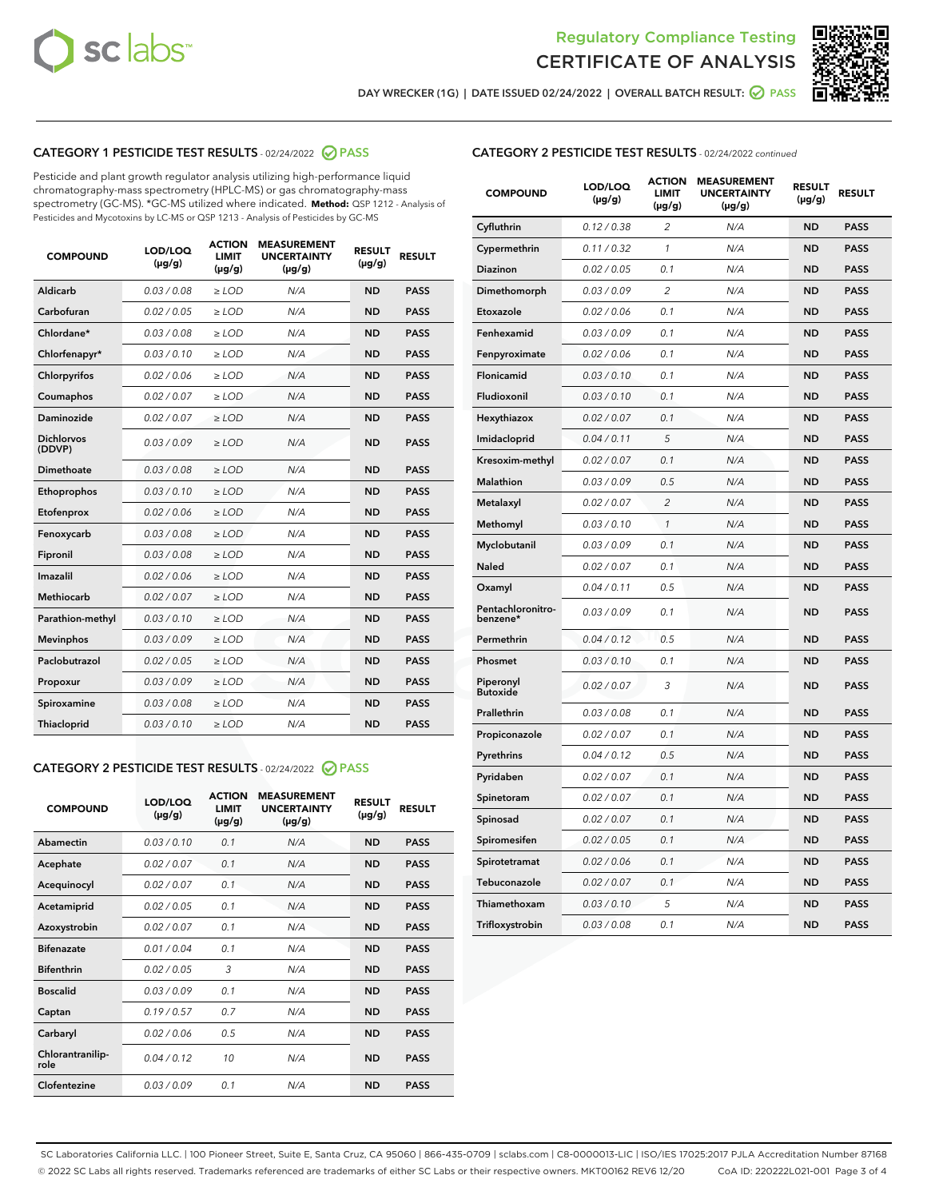Regulatory Compliance Testing
CERTIFICATE OF ANALYSIS

DAY WRECKER (1G) | DATE ISSUED 02/24/2022 | OVERALL BATCH RESULT: PASS

## CATEGORY 1 PESTICIDE TEST RESULTS - 02/24/2022 PASS

Pesticide and plant growth regulator analysis utilizing high-performance liquid chromatography-mass spectrometry (HPLC-MS) or gas chromatography-mass spectrometry (GC-MS). *GC-MS utilized where indicated. **Method:** QSP 1212 - Analysis of Pesticides and Mycotoxins by LC-MS or QSP 1213 - Analysis of Pesticides by GC-MS

| COMPOUND | LOD/LOQ (µg/g) | ACTION LIMIT (µg/g) | MEASUREMENT UNCERTAINTY (µg/g) | RESULT (µg/g) | RESULT |
|---|---|---|---|---|---|
| Aldicarb | 0.03 / 0.08 | ≥ LOD | N/A | ND | PASS |
| Carbofuran | 0.02 / 0.05 | ≥ LOD | N/A | ND | PASS |
| Chlordane* | 0.03 / 0.08 | ≥ LOD | N/A | ND | PASS |
| Chlorfenapyr* | 0.03 / 0.10 | ≥ LOD | N/A | ND | PASS |
| Chlorpyrifos | 0.02 / 0.06 | ≥ LOD | N/A | ND | PASS |
| Coumaphos | 0.02 / 0.07 | ≥ LOD | N/A | ND | PASS |
| Daminozide | 0.02 / 0.07 | ≥ LOD | N/A | ND | PASS |
| Dichlorvos (DDVP) | 0.03 / 0.09 | ≥ LOD | N/A | ND | PASS |
| Dimethoate | 0.03 / 0.08 | ≥ LOD | N/A | ND | PASS |
| Ethoprophos | 0.03 / 0.10 | ≥ LOD | N/A | ND | PASS |
| Etofenprox | 0.02 / 0.06 | ≥ LOD | N/A | ND | PASS |
| Fenoxycarb | 0.03 / 0.08 | ≥ LOD | N/A | ND | PASS |
| Fipronil | 0.03 / 0.08 | ≥ LOD | N/A | ND | PASS |
| Imazalil | 0.02 / 0.06 | ≥ LOD | N/A | ND | PASS |
| Methiocarb | 0.02 / 0.07 | ≥ LOD | N/A | ND | PASS |
| Parathion-methyl | 0.03 / 0.10 | ≥ LOD | N/A | ND | PASS |
| Mevinphos | 0.03 / 0.09 | ≥ LOD | N/A | ND | PASS |
| Paclobutrazol | 0.02 / 0.05 | ≥ LOD | N/A | ND | PASS |
| Propoxur | 0.03 / 0.09 | ≥ LOD | N/A | ND | PASS |
| Spiroxamine | 0.03 / 0.08 | ≥ LOD | N/A | ND | PASS |
| Thiacloprid | 0.03 / 0.10 | ≥ LOD | N/A | ND | PASS |

## CATEGORY 2 PESTICIDE TEST RESULTS - 02/24/2022 PASS

| COMPOUND | LOD/LOQ (µg/g) | ACTION LIMIT (µg/g) | MEASUREMENT UNCERTAINTY (µg/g) | RESULT (µg/g) | RESULT |
|---|---|---|---|---|---|
| Abamectin | 0.03 / 0.10 | 0.1 | N/A | ND | PASS |
| Acephate | 0.02 / 0.07 | 0.1 | N/A | ND | PASS |
| Acequinocyl | 0.02 / 0.07 | 0.1 | N/A | ND | PASS |
| Acetamiprid | 0.02 / 0.05 | 0.1 | N/A | ND | PASS |
| Azoxystrobin | 0.02 / 0.07 | 0.1 | N/A | ND | PASS |
| Bifenazate | 0.01 / 0.04 | 0.1 | N/A | ND | PASS |
| Bifenthrin | 0.02 / 0.05 | 3 | N/A | ND | PASS |
| Boscalid | 0.03 / 0.09 | 0.1 | N/A | ND | PASS |
| Captan | 0.19 / 0.57 | 0.7 | N/A | ND | PASS |
| Carbaryl | 0.02 / 0.06 | 0.5 | N/A | ND | PASS |
| Chlorantraniliprole | 0.04 / 0.12 | 10 | N/A | ND | PASS |
| Clofentezine | 0.03 / 0.09 | 0.1 | N/A | ND | PASS |
| Cyfluthrin | 0.12 / 0.38 | 2 | N/A | ND | PASS |
| Cypermethrin | 0.11 / 0.32 | 1 | N/A | ND | PASS |
| Diazinon | 0.02 / 0.05 | 0.1 | N/A | ND | PASS |
| Dimethomorph | 0.03 / 0.09 | 2 | N/A | ND | PASS |
| Etoxazole | 0.02 / 0.06 | 0.1 | N/A | ND | PASS |
| Fenhexamid | 0.03 / 0.09 | 0.1 | N/A | ND | PASS |
| Fenpyroximate | 0.02 / 0.06 | 0.1 | N/A | ND | PASS |
| Flonicamid | 0.03 / 0.10 | 0.1 | N/A | ND | PASS |
| Fludioxonil | 0.03 / 0.10 | 0.1 | N/A | ND | PASS |
| Hexythiazox | 0.02 / 0.07 | 0.1 | N/A | ND | PASS |
| Imidacloprid | 0.04 / 0.11 | 5 | N/A | ND | PASS |
| Kresoxim-methyl | 0.02 / 0.07 | 0.1 | N/A | ND | PASS |
| Malathion | 0.03 / 0.09 | 0.5 | N/A | ND | PASS |
| Metalaxyl | 0.02 / 0.07 | 2 | N/A | ND | PASS |
| Methomyl | 0.03 / 0.10 | 1 | N/A | ND | PASS |
| Myclobutanil | 0.03 / 0.09 | 0.1 | N/A | ND | PASS |
| Naled | 0.02 / 0.07 | 0.1 | N/A | ND | PASS |
| Oxamyl | 0.04 / 0.11 | 0.5 | N/A | ND | PASS |
| Pentachloronitrobenzene* | 0.03 / 0.09 | 0.1 | N/A | ND | PASS |
| Permethrin | 0.04 / 0.12 | 0.5 | N/A | ND | PASS |
| Phosmet | 0.03 / 0.10 | 0.1 | N/A | ND | PASS |
| Piperonyl Butoxide | 0.02 / 0.07 | 3 | N/A | ND | PASS |
| Prallethrin | 0.03 / 0.08 | 0.1 | N/A | ND | PASS |
| Propiconazole | 0.02 / 0.07 | 0.1 | N/A | ND | PASS |
| Pyrethrins | 0.04 / 0.12 | 0.5 | N/A | ND | PASS |
| Pyridaben | 0.02 / 0.07 | 0.1 | N/A | ND | PASS |
| Spinetoram | 0.02 / 0.07 | 0.1 | N/A | ND | PASS |
| Spinosad | 0.02 / 0.07 | 0.1 | N/A | ND | PASS |
| Spiromesifen | 0.02 / 0.05 | 0.1 | N/A | ND | PASS |
| Spirotetramat | 0.02 / 0.06 | 0.1 | N/A | ND | PASS |
| Tebuconazole | 0.02 / 0.07 | 0.1 | N/A | ND | PASS |
| Thiamethoxam | 0.03 / 0.10 | 5 | N/A | ND | PASS |
| Trifloxystrobin | 0.03 / 0.08 | 0.1 | N/A | ND | PASS |

SC Laboratories California LLC. | 100 Pioneer Street, Suite E, Santa Cruz, CA 95060 | 866-435-0709 | sclabs.com | C8-0000013-LIC | ISO/IES 17025:2017 PJLA Accreditation Number 87168
© 2022 SC Labs all rights reserved. Trademarks referenced are trademarks of either SC Labs or their respective owners. MKT00162 REV6 12/20 CoA ID: 220222L021-001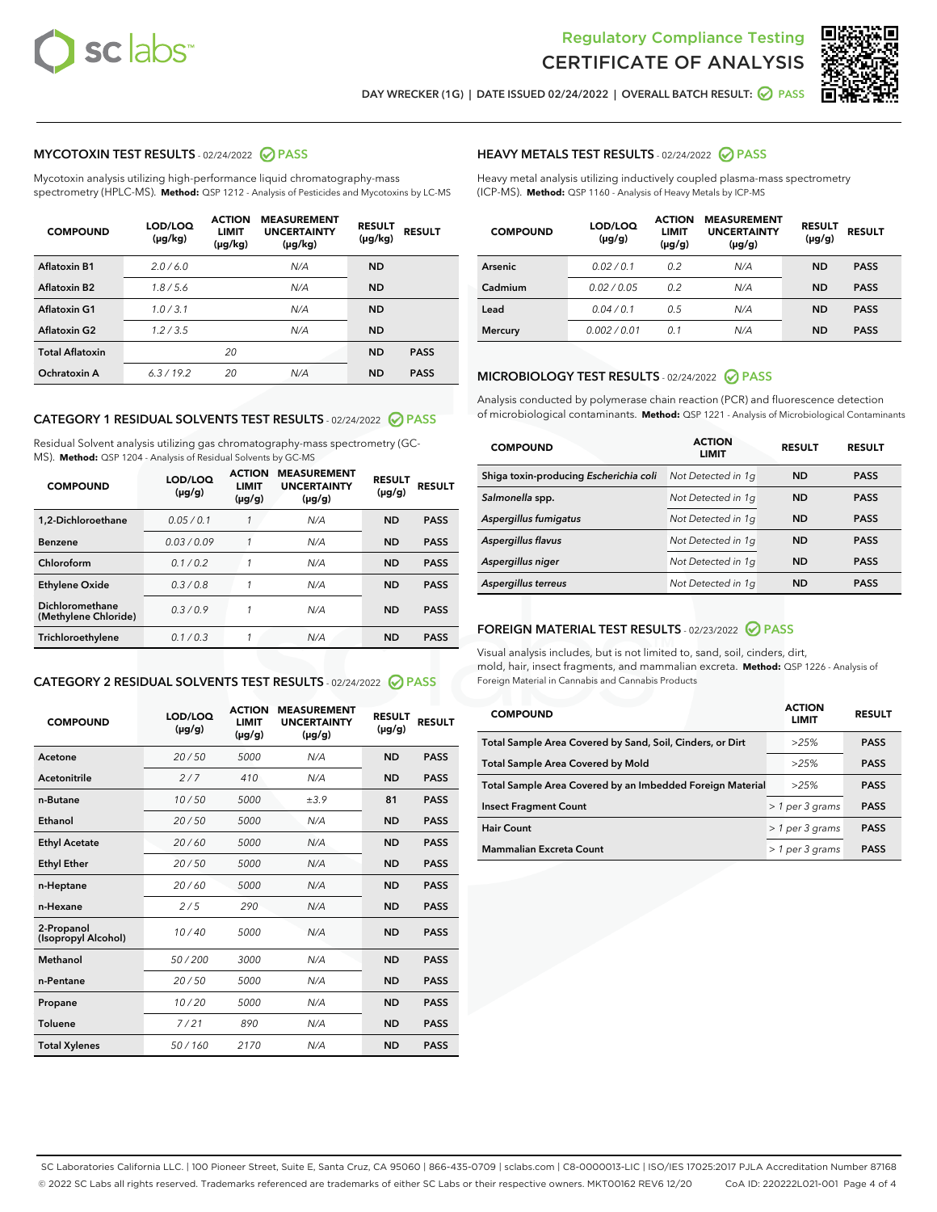Regulatory Compliance Testing
# CERTIFICATE OF ANALYSIS

DAY WRECKER (1G) | DATE ISSUED 02/24/2022 | OVERALL BATCH RESULT: PASS

## MYCOTOXIN TEST RESULTS - 02/24/2022 PASS

Mycotoxin analysis utilizing high-performance liquid chromatography-mass spectrometry (HPLC-MS). **Method:** QSP 1212 - Analysis of Pesticides and Mycotoxins by LC-MS

| COMPOUND | LOD/LOQ (µg/kg) | ACTION LIMIT (µg/kg) | MEASUREMENT UNCERTAINTY (µg/kg) | RESULT (µg/kg) | RESULT |
|---|---|---|---|---|---|
| Aflatoxin B1 | 2.0 / 6.0 | | N/A | ND | |
| Aflatoxin B2 | 1.8 / 5.6 | | N/A | ND | |
| Aflatoxin G1 | 1.0 / 3.1 | | N/A | ND | |
| Aflatoxin G2 | 1.2 / 3.5 | | N/A | ND | |
| Total Aflatoxin | | 20 | | ND | PASS |
| Ochratoxin A | 6.3 / 19.2 | 20 | N/A | ND | PASS |

## CATEGORY 1 RESIDUAL SOLVENTS TEST RESULTS - 02/24/2022 PASS

Residual Solvent analysis utilizing gas chromatography-mass spectrometry (GC-MS). **Method:** QSP 1204 - Analysis of Residual Solvents by GC-MS

| COMPOUND | LOD/LOQ (µg/g) | ACTION LIMIT (µg/g) | MEASUREMENT UNCERTAINTY (µg/g) | RESULT (µg/g) | RESULT |
|---|---|---|---|---|---|
| 1,2-Dichloroethane | 0.05 / 0.1 | 1 | N/A | ND | PASS |
| Benzene | 0.03 / 0.09 | 1 | N/A | ND | PASS |
| Chloroform | 0.1 / 0.2 | 1 | N/A | ND | PASS |
| Ethylene Oxide | 0.3 / 0.8 | 1 | N/A | ND | PASS |
| Dichloromethane (Methylene Chloride) | 0.3 / 0.9 | 1 | N/A | ND | PASS |
| Trichloroethylene | 0.1 / 0.3 | 1 | N/A | ND | PASS |

## CATEGORY 2 RESIDUAL SOLVENTS TEST RESULTS - 02/24/2022 PASS

| COMPOUND | LOD/LOQ (µg/g) | ACTION LIMIT (µg/g) | MEASUREMENT UNCERTAINTY (µg/g) | RESULT (µg/g) | RESULT |
|---|---|---|---|---|---|
| Acetone | 20 / 50 | 5000 | N/A | ND | PASS |
| Acetonitrile | 2 / 7 | 410 | N/A | ND | PASS |
| n-Butane | 10 / 50 | 5000 | ±3.9 | 81 | PASS |
| Ethanol | 20 / 50 | 5000 | N/A | ND | PASS |
| Ethyl Acetate | 20 / 60 | 5000 | N/A | ND | PASS |
| Ethyl Ether | 20 / 50 | 5000 | N/A | ND | PASS |
| n-Heptane | 20 / 60 | 5000 | N/A | ND | PASS |
| n-Hexane | 2 / 5 | 290 | N/A | ND | PASS |
| 2-Propanol (Isopropyl Alcohol) | 10 / 40 | 5000 | N/A | ND | PASS |
| Methanol | 50 / 200 | 3000 | N/A | ND | PASS |
| n-Pentane | 20 / 50 | 5000 | N/A | ND | PASS |
| Propane | 10 / 20 | 5000 | N/A | ND | PASS |
| Toluene | 7 / 21 | 890 | N/A | ND | PASS |
| Total Xylenes | 50 / 160 | 2170 | N/A | ND | PASS |

## HEAVY METALS TEST RESULTS - 02/24/2022 PASS

Heavy metal analysis utilizing inductively coupled plasma-mass spectrometry (ICP-MS). **Method:** QSP 1160 - Analysis of Heavy Metals by ICP-MS

| COMPOUND | LOD/LOQ (µg/g) | ACTION LIMIT (µg/g) | MEASUREMENT UNCERTAINTY (µg/g) | RESULT (µg/g) | RESULT |
|---|---|---|---|---|---|
| Arsenic | 0.02 / 0.1 | 0.2 | N/A | ND | PASS |
| Cadmium | 0.02 / 0.05 | 0.2 | N/A | ND | PASS |
| Lead | 0.04 / 0.1 | 0.5 | N/A | ND | PASS |
| Mercury | 0.002 / 0.01 | 0.1 | N/A | ND | PASS |

## MICROBIOLOGY TEST RESULTS - 02/24/2022 PASS

Analysis conducted by polymerase chain reaction (PCR) and fluorescence detection of microbiological contaminants. **Method:** QSP 1221 - Analysis of Microbiological Contaminants

| COMPOUND | ACTION LIMIT | RESULT | RESULT |
|---|---|---|---|
| Shiga toxin-producing *Escherichia coli* | Not Detected in 1g | ND | PASS |
| *Salmonella* spp. | Not Detected in 1g | ND | PASS |
| *Aspergillus fumigatus* | Not Detected in 1g | ND | PASS |
| *Aspergillus flavus* | Not Detected in 1g | ND | PASS |
| *Aspergillus niger* | Not Detected in 1g | ND | PASS |
| *Aspergillus terreus* | Not Detected in 1g | ND | PASS |

## FOREIGN MATERIAL TEST RESULTS - 02/23/2022 PASS

Visual analysis includes, but is not limited to, sand, soil, cinders, dirt, mold, hair, insect fragments, and mammalian excreta. **Method:** QSP 1226 - Analysis of Foreign Material in Cannabis and Cannabis Products

| COMPOUND | ACTION LIMIT | RESULT |
|---|---|---|
| Total Sample Area Covered by Sand, Soil, Cinders, or Dirt | >25% | PASS |
| Total Sample Area Covered by Mold | >25% | PASS |
| Total Sample Area Covered by an Imbedded Foreign Material | >25% | PASS |
| Insect Fragment Count | > 1 per 3 grams | PASS |
| Hair Count | > 1 per 3 grams | PASS |
| Mammalian Excreta Count | > 1 per 3 grams | PASS |

SC Laboratories California LLC. | 100 Pioneer Street, Suite E, Santa Cruz, CA 95060 | 866-435-0709 | sclabs.com | C8-0000013-LIC | ISO/IES 17025:2017 PJLA Accreditation Number 87168
© 2022 SC Labs all rights reserved. Trademarks referenced are trademarks of either SC Labs or their respective owners. MKT00162 REV6 12/20 CoA ID: 220222L021-001